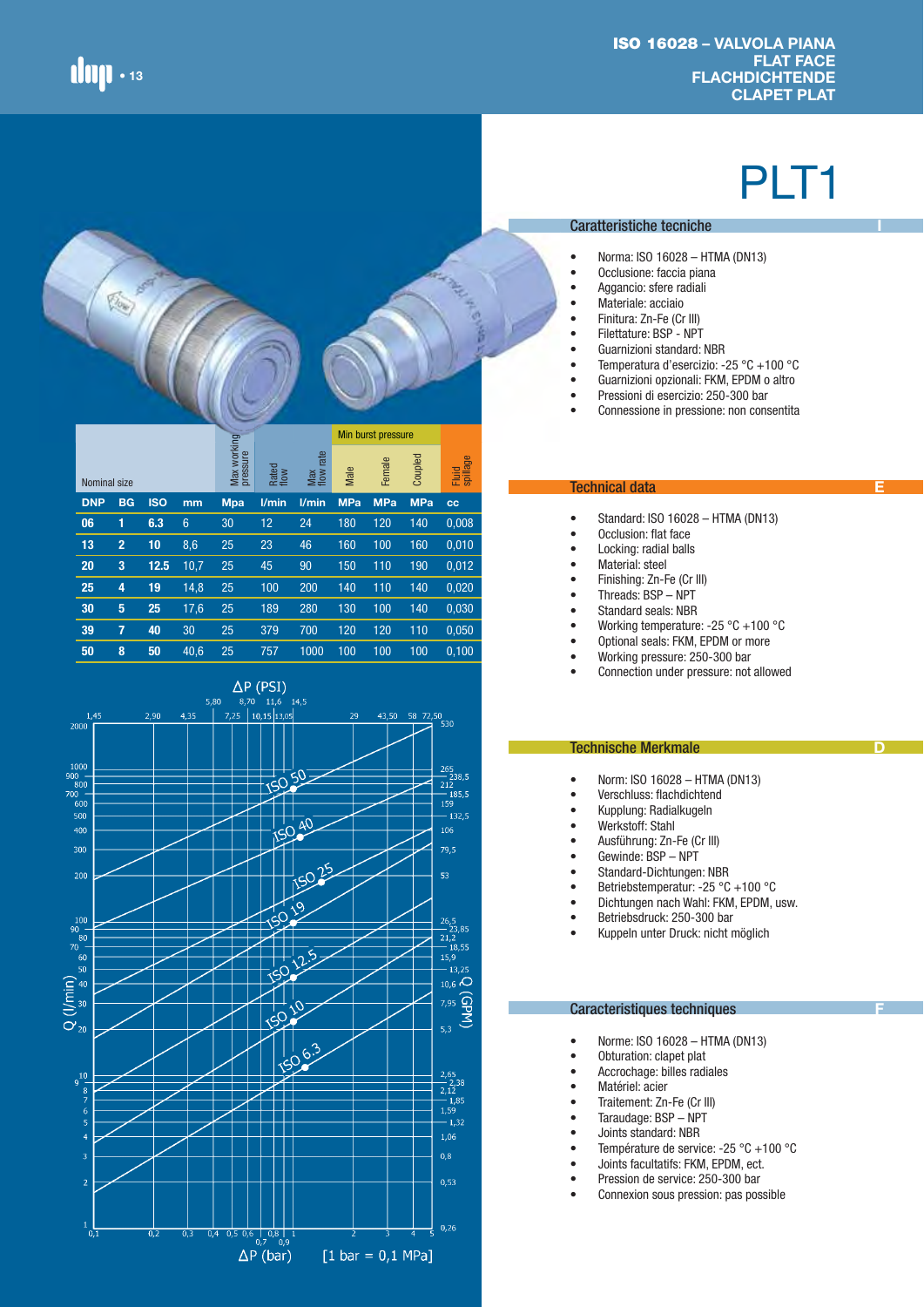# ISO 16028 – VALVOLA PIANA
# FLAT FACE
# FLACHDICHTENDE
# CLAPET PLAT

# PLT1

## Caratteristiche tecniche

- Norma: ISO 16028 – HTMA (DN13)
- Occlusione: faccia piana
- Aggancio: sfere radiali
- Materiale: acciaio
- Finitura: Zn-Fe (Cr III)
- Filettature: BSP - NPT
- Guarnizioni standard: NBR
- Temperatura d'esercizio: -25 °C +100 °C
- Guarnizioni opzionali: FKM, EPDM o altro
- Pressioni di esercizio: 250-300 bar
- Connessione in pressione: non consentita

| Nominal size | | | | Max working pressure | Rated flow | Max flow rate | Min burst pressure | | | Fluid spillage |
|---|---|---|---|---|---|---|---|---|---|---|
| | | | | | | | Male | Female | Coupled | |
| DNP | BG | ISO | mm | Mpa | l/min | l/min | MPa | MPa | MPa | cc |
| 06 | 1 | 6.3 | 6 | 30 | 12 | 24 | 180 | 120 | 140 | 0,008 |
| 13 | 2 | 10 | 8,6 | 25 | 23 | 46 | 160 | 100 | 160 | 0,010 |
| 20 | 3 | 12.5 | 10,7 | 25 | 45 | 90 | 150 | 110 | 190 | 0,012 |
| 25 | 4 | 19 | 14,8 | 25 | 100 | 200 | 140 | 110 | 140 | 0,020 |
| 30 | 5 | 25 | 17,6 | 25 | 189 | 280 | 130 | 100 | 140 | 0,030 |
| 39 | 7 | 40 | 30 | 25 | 379 | 700 | 120 | 120 | 110 | 0,050 |
| 50 | 8 | 50 | 40,6 | 25 | 757 | 1000 | 100 | 100 | 100 | 0,100 |

ΔP (PSI) – Q (l/min) – Q (GPM) – ΔP (bar) [1 bar = 0,1 MPa]

Curves: ISO 6.3, ISO 10, ISO 12.5, ISO 19, ISO 25, ISO 40, ISO 50

## Technical data

- Standard: ISO 16028 – HTMA (DN13)
- Occlusion: flat face
- Locking: radial balls
- Material: steel
- Finishing: Zn-Fe (Cr III)
- Threads: BSP – NPT
- Standard seals: NBR
- Working temperature: -25 °C +100 °C
- Optional seals: FKM, EPDM or more
- Working pressure: 250-300 bar
- Connection under pressure: not allowed

## Technische Merkmale

- Norm: ISO 16028 – HTMA (DN13)
- Verschluss: flachdichtend
- Kupplung: Radialkugeln
- Werkstoff: Stahl
- Ausführung: Zn-Fe (Cr III)
- Gewinde: BSP – NPT
- Standard-Dichtungen: NBR
- Betriebstemperatur: -25 °C +100 °C
- Dichtungen nach Wahl: FKM, EPDM, usw.
- Betriebsdruck: 250-300 bar
- Kuppeln unter Druck: nicht möglich

## Caracteristiques techniques

- Norme: ISO 16028 – HTMA (DN13)
- Obturation: clapet plat
- Accrochage: billes radiales
- Matériel: acier
- Traitement: Zn-Fe (Cr III)
- Taraudage: BSP – NPT
- Joints standard: NBR
- Température de service: -25 °C +100 °C
- Joints facultatifs: FKM, EPDM, ect.
- Pression de service: 250-300 bar
- Connexion sous pression: pas possible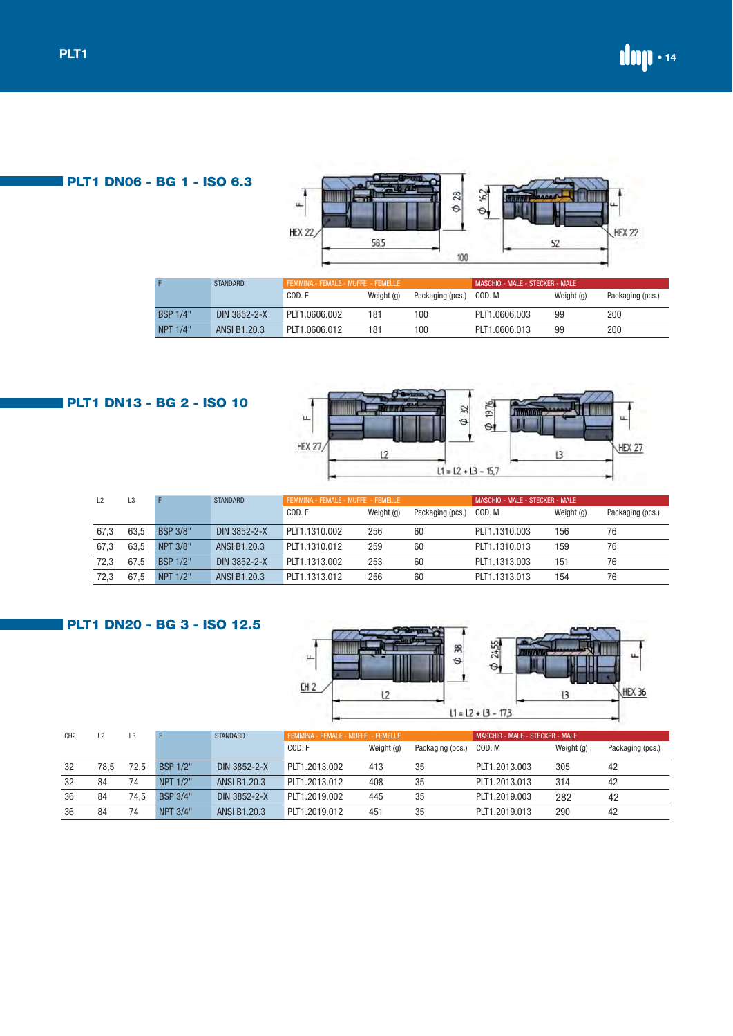# PLT1

## PLT1 DN06 - BG 1 - ISO 6.3

| F | STANDARD | FEMMINA - FEMALE - MUFFE - FEMELLE | | | MASCHIO - MALE - STECKER - MALE | | |
|---|---|---|---|---|---|---|---|
| | | COD. F | Weight (g) | Packaging (pcs.) | COD. M | Weight (g) | Packaging (pcs.) |
| BSP 1/4" | DIN 3852-2-X | PLT1.0606.002 | 181 | 100 | PLT1.0606.003 | 99 | 200 |
| NPT 1/4" | ANSI B1.20.3 | PLT1.0606.012 | 181 | 100 | PLT1.0606.013 | 99 | 200 |

## PLT1 DN13 - BG 2 - ISO 10

L1 = L2 + L3 - 15,7

| L2 | L3 | F | STANDARD | FEMMINA - FEMALE - MUFFE - FEMELLE | | | MASCHIO - MALE - STECKER - MALE | | |
|---|---|---|---|---|---|---|---|---|---|
| | | | | COD. F | Weight (g) | Packaging (pcs.) | COD. M | Weight (g) | Packaging (pcs.) |
| 67,3 | 63,5 | BSP 3/8" | DIN 3852-2-X | PLT1.1310.002 | 256 | 60 | PLT1.1310.003 | 156 | 76 |
| 67,3 | 63,5 | NPT 3/8" | ANSI B1.20.3 | PLT1.1310.012 | 259 | 60 | PLT1.1310.013 | 159 | 76 |
| 72,3 | 67,5 | BSP 1/2" | DIN 3852-2-X | PLT1.1313.002 | 253 | 60 | PLT1.1313.003 | 151 | 76 |
| 72,3 | 67,5 | NPT 1/2" | ANSI B1.20.3 | PLT1.1313.012 | 256 | 60 | PLT1.1313.013 | 154 | 76 |

## PLT1 DN20 - BG 3 - ISO 12.5

L1 = L2 + L3 - 17,3

| CH2 | L2 | L3 | F | STANDARD | FEMMINA - FEMALE - MUFFE - FEMELLE | | | MASCHIO - MALE - STECKER - MALE | | |
|---|---|---|---|---|---|---|---|---|---|---|
| | | | | | COD. F | Weight (g) | Packaging (pcs.) | COD. M | Weight (g) | Packaging (pcs.) |
| 32 | 78,5 | 72,5 | BSP 1/2" | DIN 3852-2-X | PLT1.2013.002 | 413 | 35 | PLT1.2013.003 | 305 | 42 |
| 32 | 84 | 74 | NPT 1/2" | ANSI B1.20.3 | PLT1.2013.012 | 408 | 35 | PLT1.2013.013 | 314 | 42 |
| 36 | 84 | 74,5 | BSP 3/4" | DIN 3852-2-X | PLT1.2019.002 | 445 | 35 | PLT1.2019.003 | 282 | 42 |
| 36 | 84 | 74 | NPT 3/4" | ANSI B1.20.3 | PLT1.2019.012 | 451 | 35 | PLT1.2019.013 | 290 | 42 |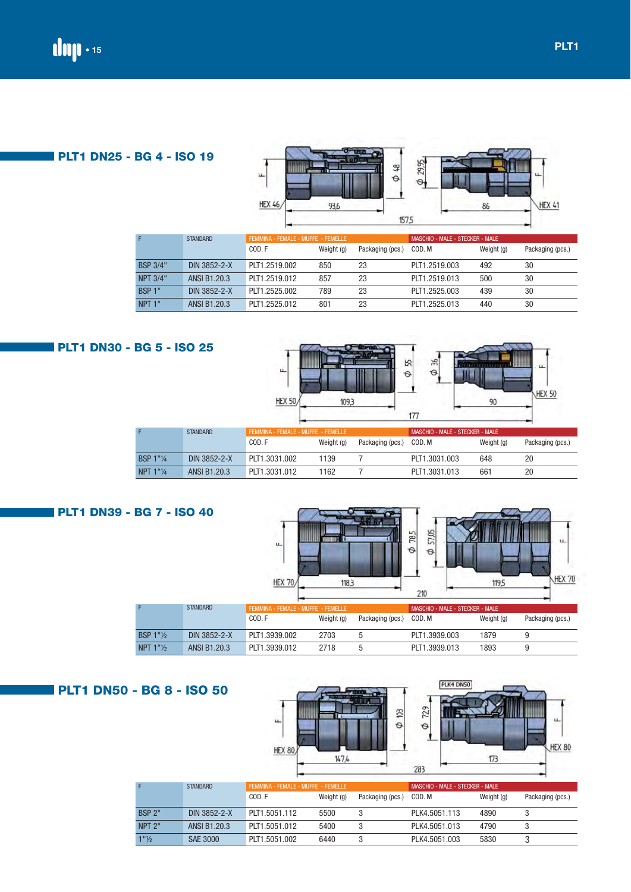## PLT1 DN25 - BG 4 - ISO 19

| F | STANDARD | FEMMINA - FEMALE - MUFFE - FEMELLE | | | MASCHIO - MALE - STECKER - MALE | | |
|---|---|---|---|---|---|---|---|
| | | COD. F | Weight (g) | Packaging (pcs.) | COD. M | Weight (g) | Packaging (pcs.) |
| BSP 3/4" | DIN 3852-2-X | PLT1.2519.002 | 850 | 23 | PLT1.2519.003 | 492 | 30 |
| NPT 3/4" | ANSI B1.20.3 | PLT1.2519.012 | 857 | 23 | PLT1.2519.013 | 500 | 30 |
| BSP 1" | DIN 3852-2-X | PLT1.2525.002 | 789 | 23 | PLT1.2525.003 | 439 | 30 |
| NPT 1" | ANSI B1.20.3 | PLT1.2525.012 | 801 | 23 | PLT1.2525.013 | 440 | 30 |

## PLT1 DN30 - BG 5 - ISO 25

| F | STANDARD | FEMMINA - FEMALE - MUFFE - FEMELLE | | | MASCHIO - MALE - STECKER - MALE | | |
|---|---|---|---|---|---|---|---|
| | | COD. F | Weight (g) | Packaging (pcs.) | COD. M | Weight (g) | Packaging (pcs.) |
| BSP 1"¼ | DIN 3852-2-X | PLT1.3031.002 | 1139 | 7 | PLT1.3031.003 | 648 | 20 |
| NPT 1"¼ | ANSI B1.20.3 | PLT1.3031.012 | 1162 | 7 | PLT1.3031.013 | 661 | 20 |

## PLT1 DN39 - BG 7 - ISO 40

| F | STANDARD | FEMMINA - FEMALE - MUFFE - FEMELLE | | | MASCHIO - MALE - STECKER - MALE | | |
|---|---|---|---|---|---|---|---|
| | | COD. F | Weight (g) | Packaging (pcs.) | COD. M | Weight (g) | Packaging (pcs.) |
| BSP 1"½ | DIN 3852-2-X | PLT1.3939.002 | 2703 | 5 | PLT1.3939.003 | 1879 | 9 |
| NPT 1"½ | ANSI B1.20.3 | PLT1.3939.012 | 2718 | 5 | PLT1.3939.013 | 1893 | 9 |

## PLT1 DN50 - BG 8 - ISO 50

| F | STANDARD | FEMMINA - FEMALE - MUFFE - FEMELLE | | | MASCHIO - MALE - STECKER - MALE | | |
|---|---|---|---|---|---|---|---|
| | | COD. F | Weight (g) | Packaging (pcs.) | COD. M | Weight (g) | Packaging (pcs.) |
| BSP 2" | DIN 3852-2-X | PLT1.5051.112 | 5500 | 3 | PLK4.5051.113 | 4890 | 3 |
| NPT 2" | ANSI B1.20.3 | PLT1.5051.012 | 5400 | 3 | PLK4.5051.013 | 4790 | 3 |
| 1"½ | SAE 3000 | PLT1.5051.002 | 6440 | 3 | PLK4.5051.003 | 5830 | 3 |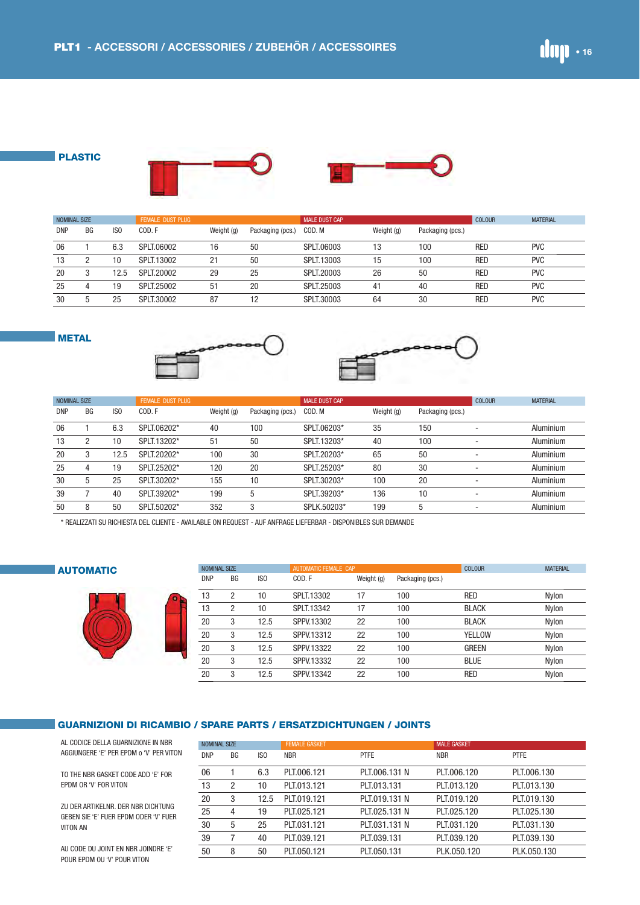# PLT1 - ACCESSORI / ACCESSORIES / ZUBEHÖR / ACCESSOIRES

## PLASTIC

| NOMINAL SIZE | | | FEMALE DUST PLUG | | | MALE DUST CAP | | | COLOUR | MATERIAL |
|---|---|---|---|---|---|---|---|---|---|---|
| DNP | BG | ISO | COD. F | Weight (g) | Packaging (pcs.) | COD. M | Weight (g) | Packaging (pcs.) | | |
| 06 | 1 | 6.3 | SPLT.06002 | 16 | 50 | SPLT.06003 | 13 | 100 | RED | PVC |
| 13 | 2 | 10 | SPLT.13002 | 21 | 50 | SPLT.13003 | 15 | 100 | RED | PVC |
| 20 | 3 | 12.5 | SPLT.20002 | 29 | 25 | SPLT.20003 | 26 | 50 | RED | PVC |
| 25 | 4 | 19 | SPLT.25002 | 51 | 20 | SPLT.25003 | 41 | 40 | RED | PVC |
| 30 | 5 | 25 | SPLT.30002 | 87 | 12 | SPLT.30003 | 64 | 30 | RED | PVC |

## METAL

| NOMINAL SIZE | | | FEMALE DUST PLUG | | | MALE DUST CAP | | | COLOUR | MATERIAL |
|---|---|---|---|---|---|---|---|---|---|---|
| DNP | BG | ISO | COD. F | Weight (g) | Packaging (pcs.) | COD. M | Weight (g) | Packaging (pcs.) | | |
| 06 | 1 | 6.3 | SPLT.06202* | 40 | 100 | SPLT.06203* | 35 | 150 | - | Aluminium |
| 13 | 2 | 10 | SPLT.13202* | 51 | 50 | SPLT.13203* | 40 | 100 | - | Aluminium |
| 20 | 3 | 12.5 | SPLT.20202* | 100 | 30 | SPLT.20203* | 65 | 50 | - | Aluminium |
| 25 | 4 | 19 | SPLT.25202* | 120 | 20 | SPLT.25203* | 80 | 30 | - | Aluminium |
| 30 | 5 | 25 | SPLT.30202* | 155 | 10 | SPLT.30203* | 100 | 20 | - | Aluminium |
| 39 | 7 | 40 | SPLT.39202* | 199 | 5 | SPLT.39203* | 136 | 10 | - | Aluminium |
| 50 | 8 | 50 | SPLT.50202* | 352 | 3 | SPLK.50203* | 199 | 5 | - | Aluminium |

* REALIZZATI SU RICHIESTA DEL CLIENTE - AVAILABLE ON REQUEST - AUF ANFRAGE LIEFERBAR - DISPONIBLES SUR DEMANDE

## AUTOMATIC

| NOMINAL SIZE | | | AUTOMATIC FEMALE CAP | | | COLOUR | MATERIAL |
|---|---|---|---|---|---|---|---|
| DNP | BG | ISO | COD. F | Weight (g) | Packaging (pcs.) | | |
| 13 | 2 | 10 | SPLT.13302 | 17 | 100 | RED | Nylon |
| 13 | 2 | 10 | SPLT.13342 | 17 | 100 | BLACK | Nylon |
| 20 | 3 | 12.5 | SPPV.13302 | 22 | 100 | BLACK | Nylon |
| 20 | 3 | 12.5 | SPPV.13312 | 22 | 100 | YELLOW | Nylon |
| 20 | 3 | 12.5 | SPPV.13322 | 22 | 100 | GREEN | Nylon |
| 20 | 3 | 12.5 | SPPV.13332 | 22 | 100 | BLUE | Nylon |
| 20 | 3 | 12.5 | SPPV.13342 | 22 | 100 | RED | Nylon |

## GUARNIZIONI DI RICAMBIO / SPARE PARTS / ERSATZDICHTUNGEN / JOINTS

AL CODICE DELLA GUARNIZIONE IN NBR AGGIUNGERE 'E' PER EPDM o 'V' PER VITON

TO THE NBR GASKET CODE ADD 'E' FOR EPDM OR 'V' FOR VITON

ZU DER ARTIKELNR. DER NBR DICHTUNG GEBEN SIE 'E' FUER EPDM ODER 'V' FUER VITON AN

AU CODE DU JOINT EN NBR JOINDRE 'E' POUR EPDM OU 'V' POUR VITON

| NOMINAL SIZE | | | FEMALE GASKET | | MALE GASKET | |
|---|---|---|---|---|---|---|
| DNP | BG | ISO | NBR | PTFE | NBR | PTFE |
| 06 | 1 | 6.3 | PLT.006.121 | PLT.006.131 N | PLT.006.120 | PLT.006.130 |
| 13 | 2 | 10 | PLT.013.121 | PLT.013.131 | PLT.013.120 | PLT.013.130 |
| 20 | 3 | 12.5 | PLT.019.121 | PLT.019.131 N | PLT.019.120 | PLT.019.130 |
| 25 | 4 | 19 | PLT.025.121 | PLT.025.131 N | PLT.025.120 | PLT.025.130 |
| 30 | 5 | 25 | PLT.031.121 | PLT.031.131 N | PLT.031.120 | PLT.031.130 |
| 39 | 7 | 40 | PLT.039.121 | PLT.039.131 | PLT.039.120 | PLT.039.130 |
| 50 | 8 | 50 | PLT.050.121 | PLT.050.131 | PLK.050.120 | PLK.050.130 |